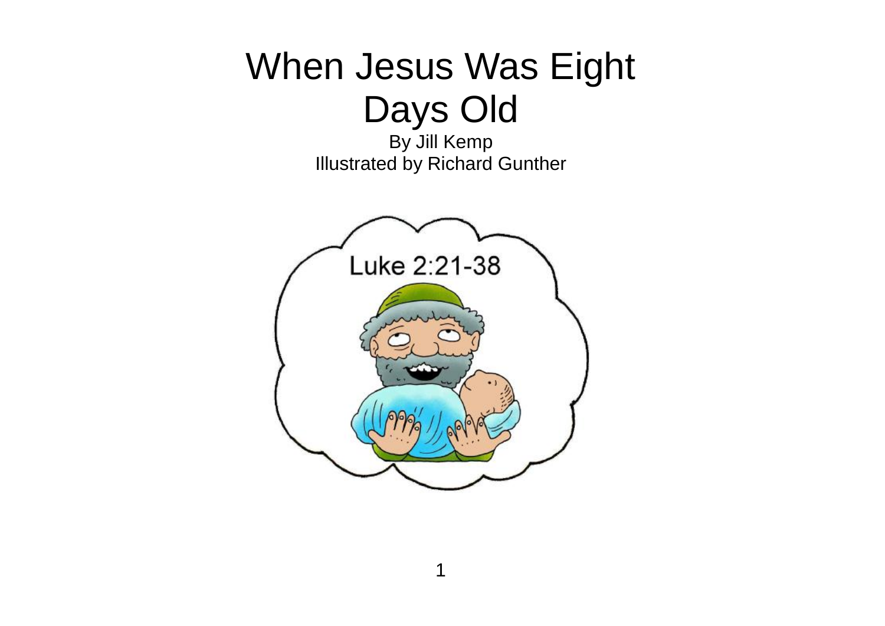# When Jesus Was Eight Days Old

By Jill Kemp
Illustrated by Richard Gunther

Luke 2:21-38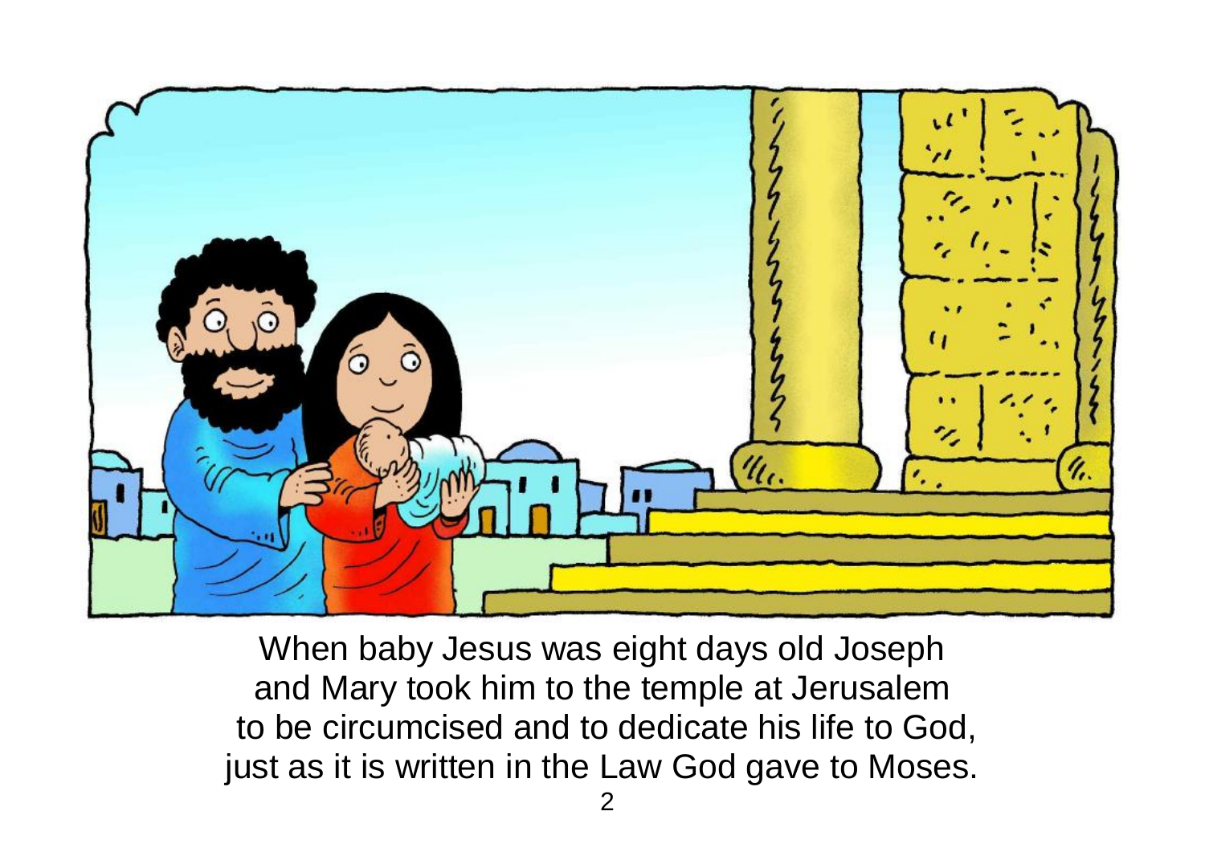When baby Jesus was eight days old Joseph and Mary took him to the temple at Jerusalem to be circumcised and to dedicate his life to God, just as it is written in the Law God gave to Moses.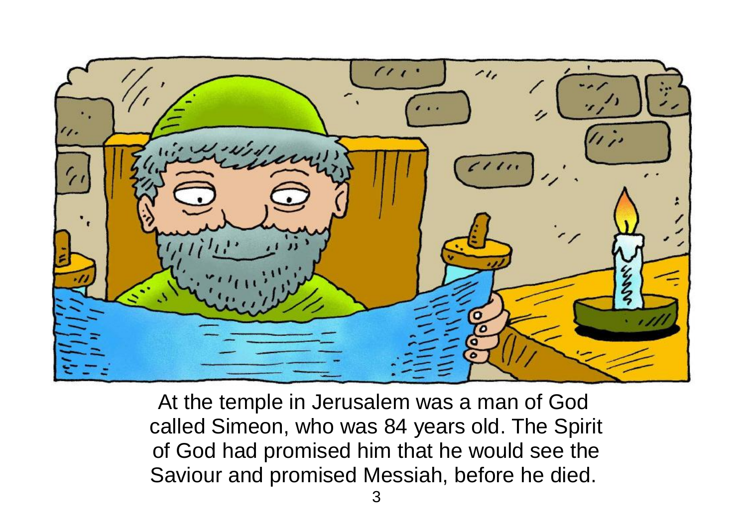At the temple in Jerusalem was a man of God called Simeon, who was 84 years old. The Spirit of God had promised him that he would see the Saviour and promised Messiah, before he died.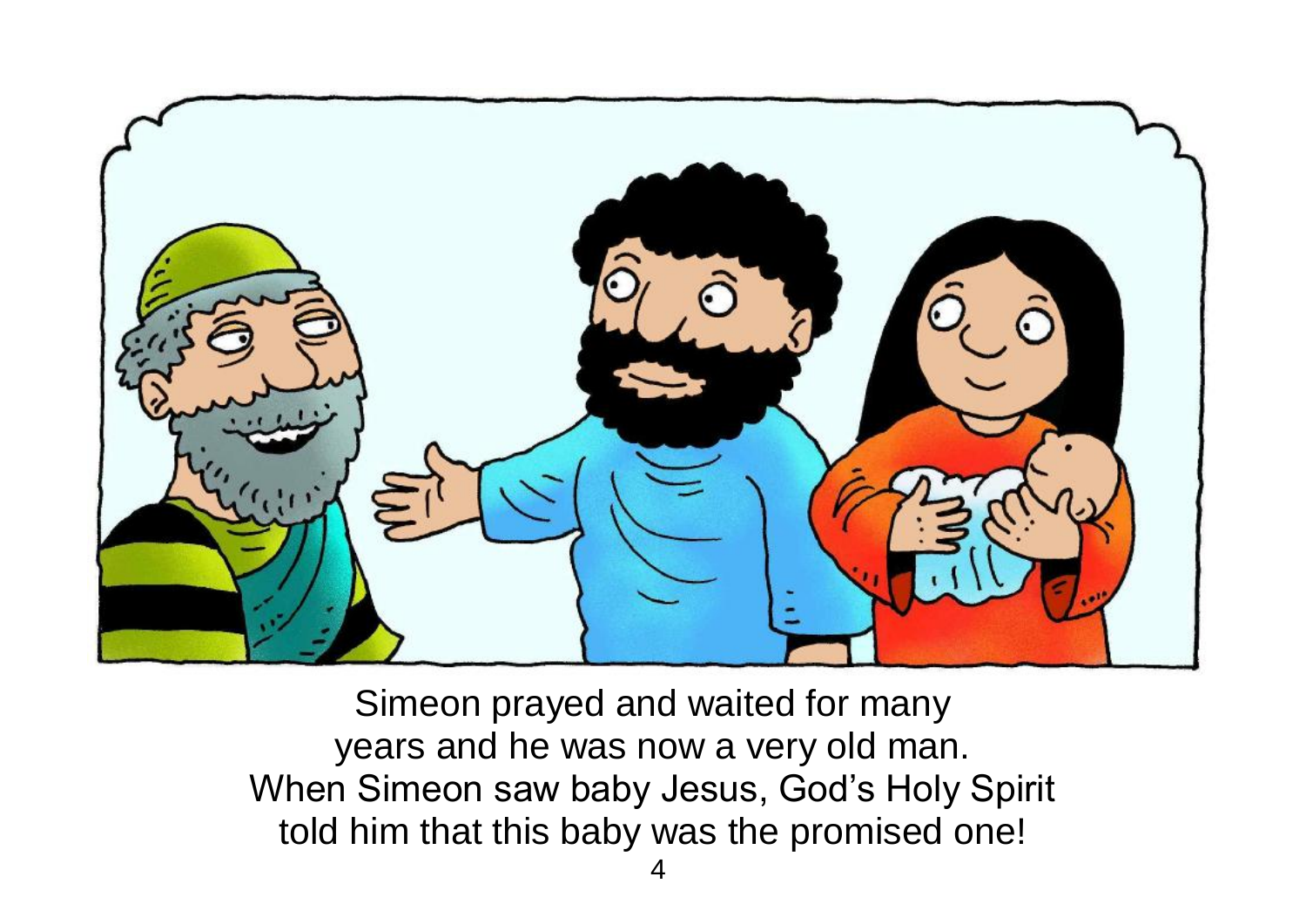Simeon prayed and waited for many years and he was now a very old man. When Simeon saw baby Jesus, God's Holy Spirit told him that this baby was the promised one!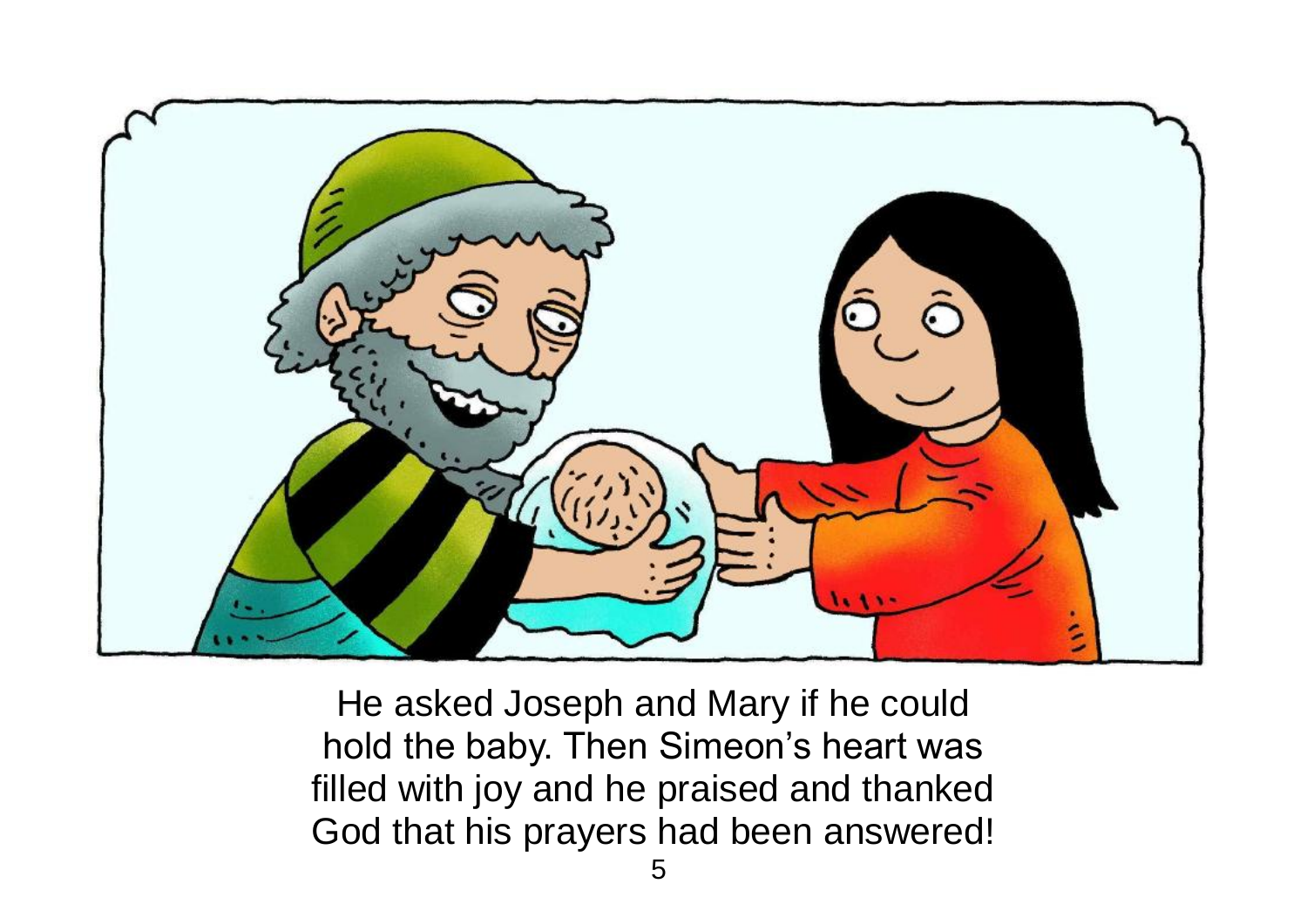He asked Joseph and Mary if he could hold the baby. Then Simeon’s heart was filled with joy and he praised and thanked God that his prayers had been answered!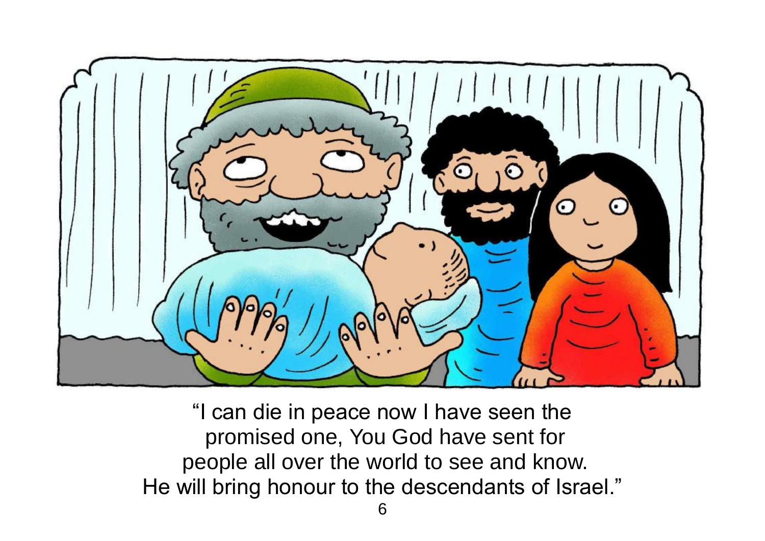“I can die in peace now I have seen the promised one, You God have sent for people all over the world to see and know. He will bring honour to the descendants of Israel.”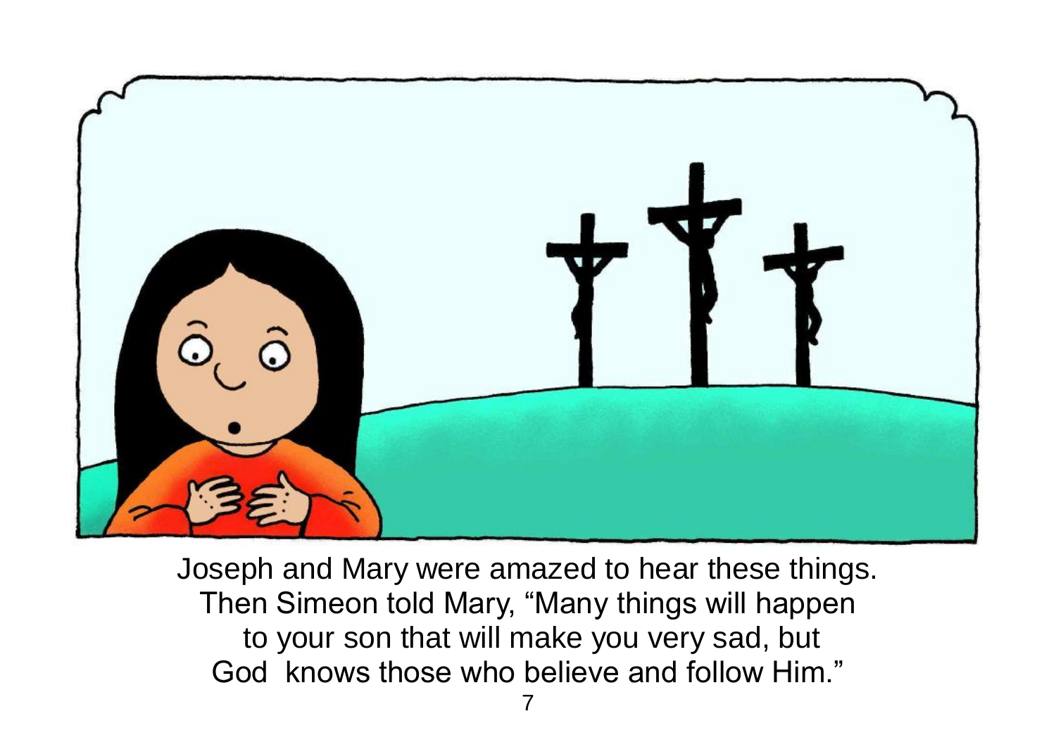Joseph and Mary were amazed to hear these things. Then Simeon told Mary, “Many things will happen to your son that will make you very sad, but God knows those who believe and follow Him.”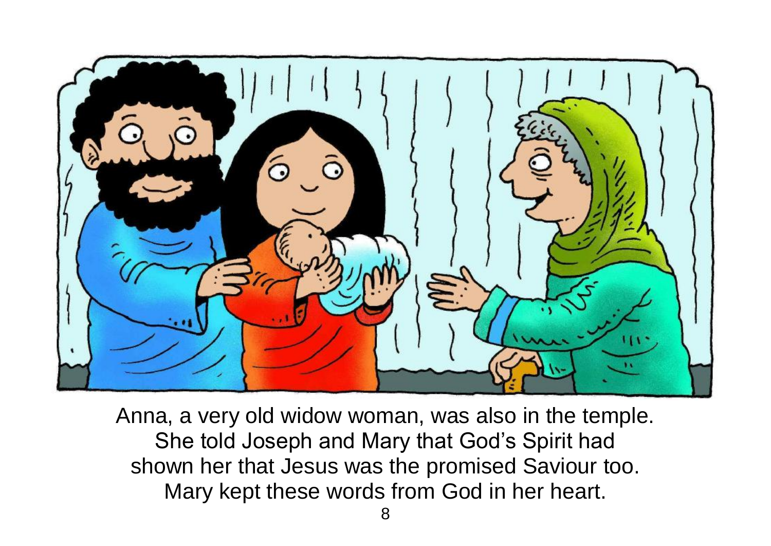Anna, a very old widow woman, was also in the temple.
She told Joseph and Mary that God's Spirit had
shown her that Jesus was the promised Saviour too.
Mary kept these words from God in her heart.